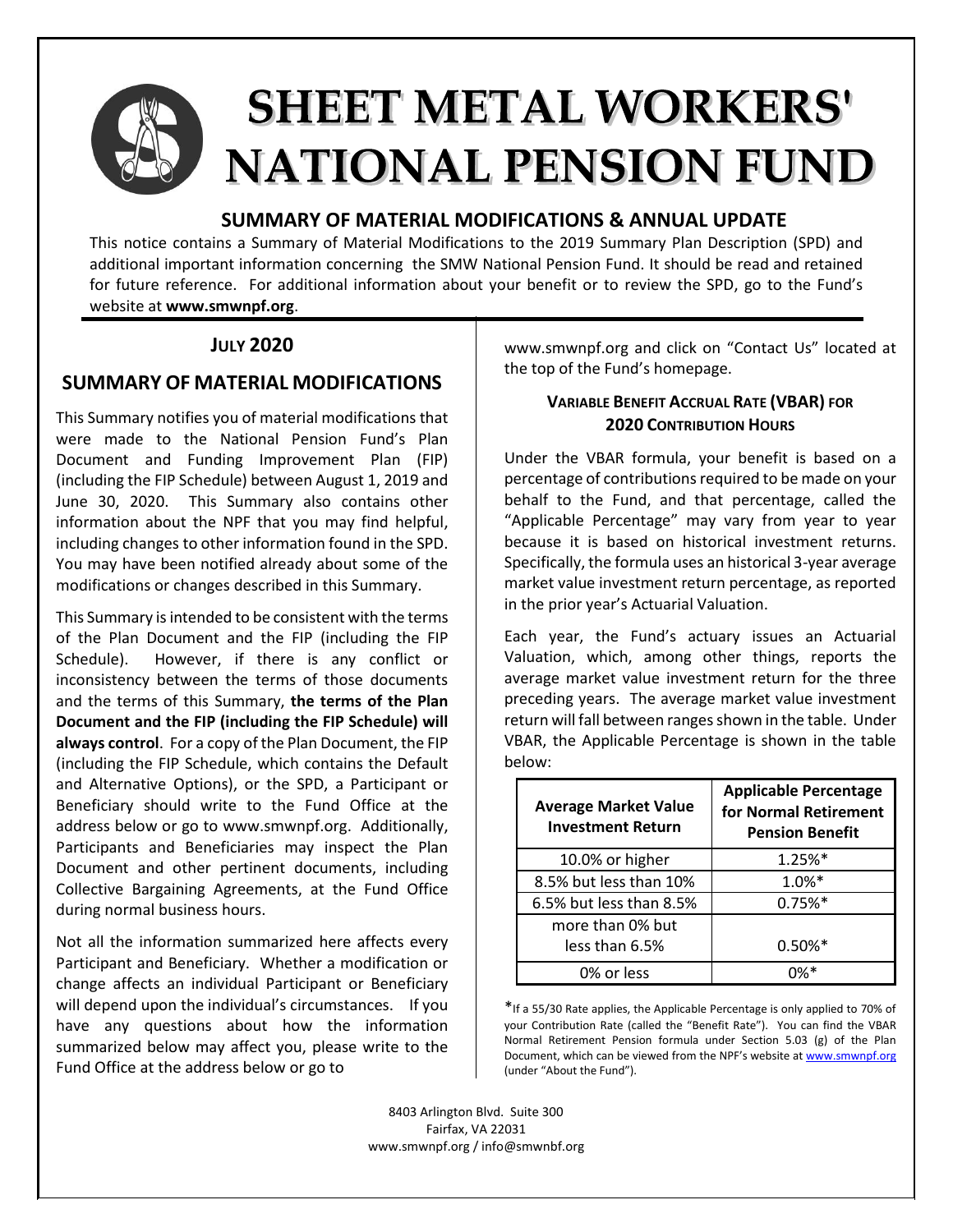# SHEET METAL WORKERS' NATIONAL PENSION FUND

## SUMMARY OF MATERIAL MODIFICATIONS & ANNUAL UPDATE

This notice contains a Summary of Material Modifications to the 2019 Summary Plan Description (SPD) and additional important information concerning the SMW National Pension Fund. It should be read and retained for future reference. For additional information about your benefit or to review the SPD, go to the Fund's website at **www.smwnpf.org**.

### JULY 2020

## SUMMARY OF MATERIAL MODIFICATIONS

This Summary notifies you of material modifications that were made to the National Pension Fund's Plan Document and Funding Improvement Plan (FIP) (including the FIP Schedule) between August 1, 2019 and June 30, 2020. This Summary also contains other information about the NPF that you may find helpful, including changes to other information found in the SPD. You may have been notified already about some of the modifications or changes described in this Summary.

This Summary is intended to be consistent with the terms of the Plan Document and the FIP (including the FIP Schedule). However, if there is any conflict or inconsistency between the terms of those documents and the terms of this Summary, **the terms of the Plan Document and the FIP (including the FIP Schedule) will always control**. For a copy of the Plan Document, the FIP (including the FIP Schedule, which contains the Default and Alternative Options), or the SPD, a Participant or Beneficiary should write to the Fund Office at the address below or go to www.smwnpf.org. Additionally, Participants and Beneficiaries may inspect the Plan Document and other pertinent documents, including Collective Bargaining Agreements, at the Fund Office during normal business hours.

Not all the information summarized here affects every Participant and Beneficiary. Whether a modification or change affects an individual Participant or Beneficiary will depend upon the individual's circumstances. If you have any questions about how the information summarized below may affect you, please write to the Fund Office at the address below or go to www.smwnpf.org and click on "Contact Us" located at the top of the Fund's homepage.

### VARIABLE BENEFIT ACCRUAL RATE (VBAR) FOR 2020 CONTRIBUTION HOURS

Under the VBAR formula, your benefit is based on a percentage of contributions required to be made on your behalf to the Fund, and that percentage, called the "Applicable Percentage" may vary from year to year because it is based on historical investment returns. Specifically, the formula uses an historical 3-year average market value investment return percentage, as reported in the prior year's Actuarial Valuation.

Each year, the Fund's actuary issues an Actuarial Valuation, which, among other things, reports the average market value investment return for the three preceding years. The average market value investment return will fall between ranges shown in the table. Under VBAR, the Applicable Percentage is shown in the table below:

| Average Market Value Investment Return | Applicable Percentage for Normal Retirement Pension Benefit |
| --- | --- |
| 10.0% or higher | 1.25%* |
| 8.5% but less than 10% | 1.0%* |
| 6.5% but less than 8.5% | 0.75%* |
| more than 0% but less than 6.5% | 0.50%* |
| 0% or less | 0%* |

*If a 55/30 Rate applies, the Applicable Percentage is only applied to 70% of your Contribution Rate (called the "Benefit Rate"). You can find the VBAR Normal Retirement Pension formula under Section 5.03 (g) of the Plan Document, which can be viewed from the NPF's website at www.smwnpf.org (under "About the Fund").

8403 Arlington Blvd. Suite 300
Fairfax, VA 22031
www.smwnpf.org / info@smwnbf.org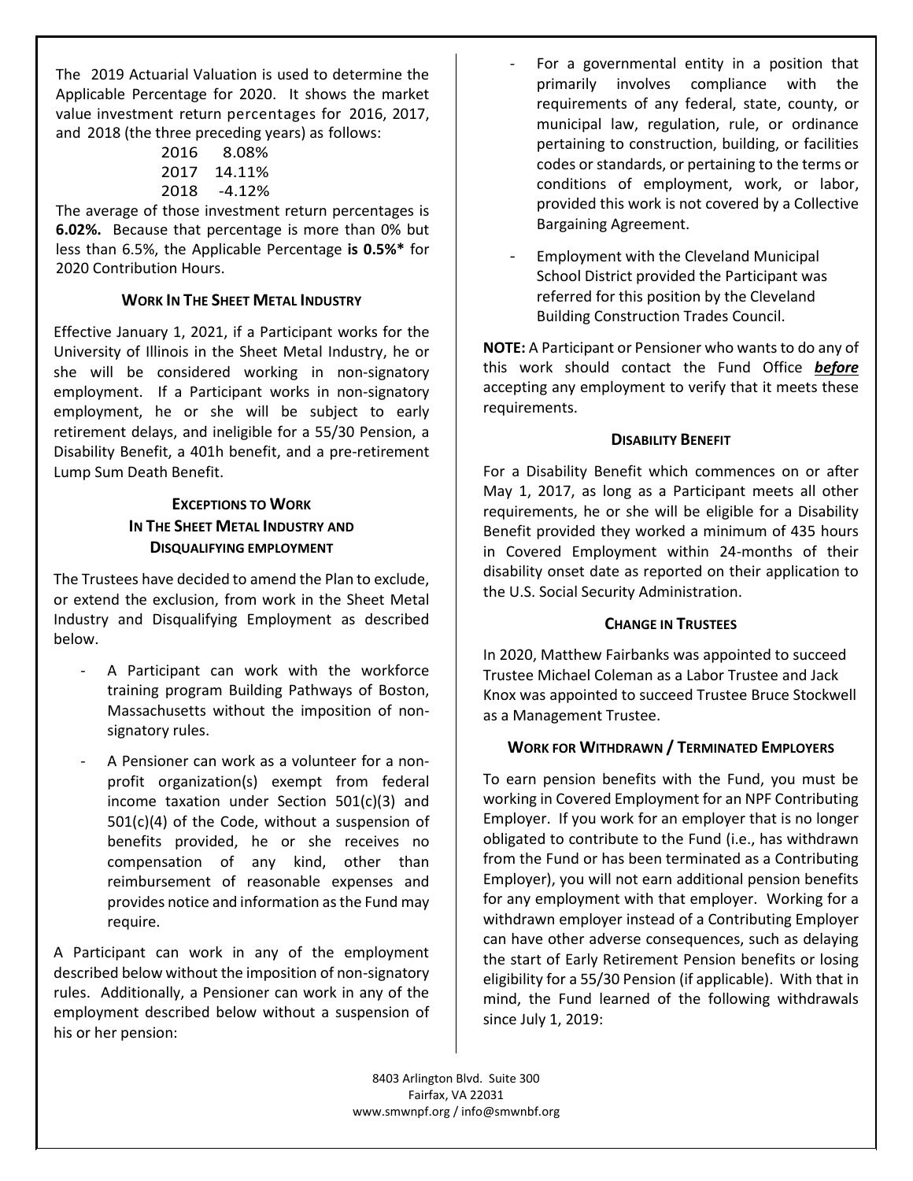The 2019 Actuarial Valuation is used to determine the Applicable Percentage for 2020. It shows the market value investment return percentages for 2016, 2017, and 2018 (the three preceding years) as follows:

| Year | Return |
| --- | --- |
| 2016 | 8.08% |
| 2017 | 14.11% |
| 2018 | -4.12% |

The average of those investment return percentages is **6.02%.** Because that percentage is more than 0% but less than 6.5%, the Applicable Percentage **is 0.5%*** for 2020 Contribution Hours.

### WORK IN THE SHEET METAL INDUSTRY

Effective January 1, 2021, if a Participant works for the University of Illinois in the Sheet Metal Industry, he or she will be considered working in non-signatory employment. If a Participant works in non-signatory employment, he or she will be subject to early retirement delays, and ineligible for a 55/30 Pension, a Disability Benefit, a 401h benefit, and a pre-retirement Lump Sum Death Benefit.

### EXCEPTIONS TO WORK IN THE SHEET METAL INDUSTRY AND DISQUALIFYING EMPLOYMENT

The Trustees have decided to amend the Plan to exclude, or extend the exclusion, from work in the Sheet Metal Industry and Disqualifying Employment as described below.

- A Participant can work with the workforce training program Building Pathways of Boston, Massachusetts without the imposition of non-signatory rules.
- A Pensioner can work as a volunteer for a non-profit organization(s) exempt from federal income taxation under Section 501(c)(3) and 501(c)(4) of the Code, without a suspension of benefits provided, he or she receives no compensation of any kind, other than reimbursement of reasonable expenses and provides notice and information as the Fund may require.

A Participant can work in any of the employment described below without the imposition of non-signatory rules. Additionally, a Pensioner can work in any of the employment described below without a suspension of his or her pension:

- For a governmental entity in a position that primarily involves compliance with the requirements of any federal, state, county, or municipal law, regulation, rule, or ordinance pertaining to construction, building, or facilities codes or standards, or pertaining to the terms or conditions of employment, work, or labor, provided this work is not covered by a Collective Bargaining Agreement.
- Employment with the Cleveland Municipal School District provided the Participant was referred for this position by the Cleveland Building Construction Trades Council.

**NOTE:** A Participant or Pensioner who wants to do any of this work should contact the Fund Office ***before*** accepting any employment to verify that it meets these requirements.

### DISABILITY BENEFIT

For a Disability Benefit which commences on or after May 1, 2017, as long as a Participant meets all other requirements, he or she will be eligible for a Disability Benefit provided they worked a minimum of 435 hours in Covered Employment within 24-months of their disability onset date as reported on their application to the U.S. Social Security Administration.

### CHANGE IN TRUSTEES

In 2020, Matthew Fairbanks was appointed to succeed Trustee Michael Coleman as a Labor Trustee and Jack Knox was appointed to succeed Trustee Bruce Stockwell as a Management Trustee.

### WORK FOR WITHDRAWN / TERMINATED EMPLOYERS

To earn pension benefits with the Fund, you must be working in Covered Employment for an NPF Contributing Employer. If you work for an employer that is no longer obligated to contribute to the Fund (i.e., has withdrawn from the Fund or has been terminated as a Contributing Employer), you will not earn additional pension benefits for any employment with that employer. Working for a withdrawn employer instead of a Contributing Employer can have other adverse consequences, such as delaying the start of Early Retirement Pension benefits or losing eligibility for a 55/30 Pension (if applicable). With that in mind, the Fund learned of the following withdrawals since July 1, 2019:

8403 Arlington Blvd. Suite 300
Fairfax, VA 22031
www.smwnpf.org / info@smwnbf.org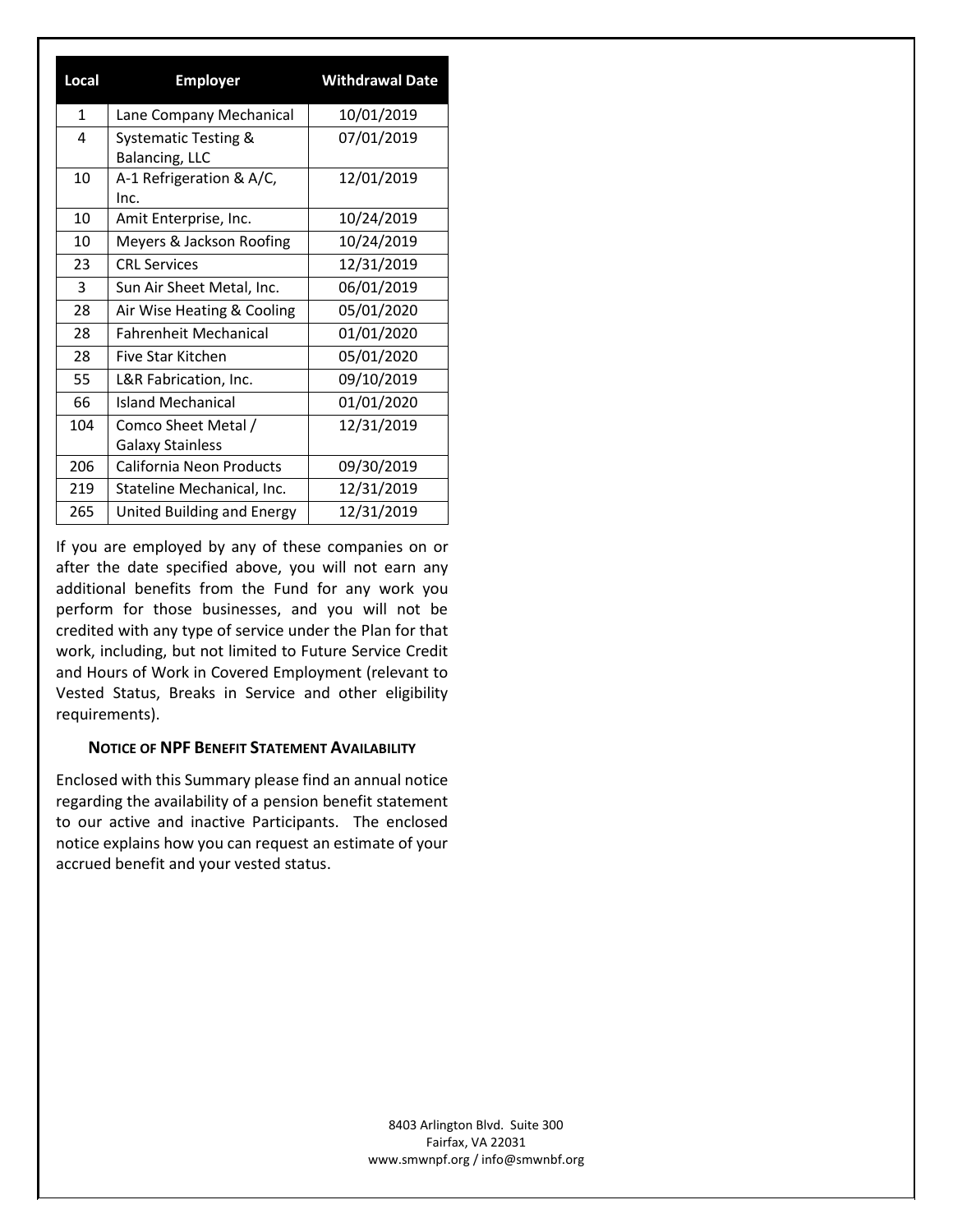| Local | Employer | Withdrawal Date |
|---|---|---|
| 1 | Lane Company Mechanical | 10/01/2019 |
| 4 | Systematic Testing & Balancing, LLC | 07/01/2019 |
| 10 | A-1 Refrigeration & A/C, Inc. | 12/01/2019 |
| 10 | Amit Enterprise, Inc. | 10/24/2019 |
| 10 | Meyers & Jackson Roofing | 10/24/2019 |
| 23 | CRL Services | 12/31/2019 |
| 3 | Sun Air Sheet Metal, Inc. | 06/01/2019 |
| 28 | Air Wise Heating & Cooling | 05/01/2020 |
| 28 | Fahrenheit Mechanical | 01/01/2020 |
| 28 | Five Star Kitchen | 05/01/2020 |
| 55 | L&R Fabrication, Inc. | 09/10/2019 |
| 66 | Island Mechanical | 01/01/2020 |
| 104 | Comco Sheet Metal / Galaxy Stainless | 12/31/2019 |
| 206 | California Neon Products | 09/30/2019 |
| 219 | Stateline Mechanical, Inc. | 12/31/2019 |
| 265 | United Building and Energy | 12/31/2019 |

If you are employed by any of these companies on or after the date specified above, you will not earn any additional benefits from the Fund for any work you perform for those businesses, and you will not be credited with any type of service under the Plan for that work, including, but not limited to Future Service Credit and Hours of Work in Covered Employment (relevant to Vested Status, Breaks in Service and other eligibility requirements).

**NOTICE OF NPF BENEFIT STATEMENT AVAILABILITY**

Enclosed with this Summary please find an annual notice regarding the availability of a pension benefit statement to our active and inactive Participants. The enclosed notice explains how you can request an estimate of your accrued benefit and your vested status.

8403 Arlington Blvd. Suite 300
Fairfax, VA 22031
www.smwnpf.org / info@smwnbf.org